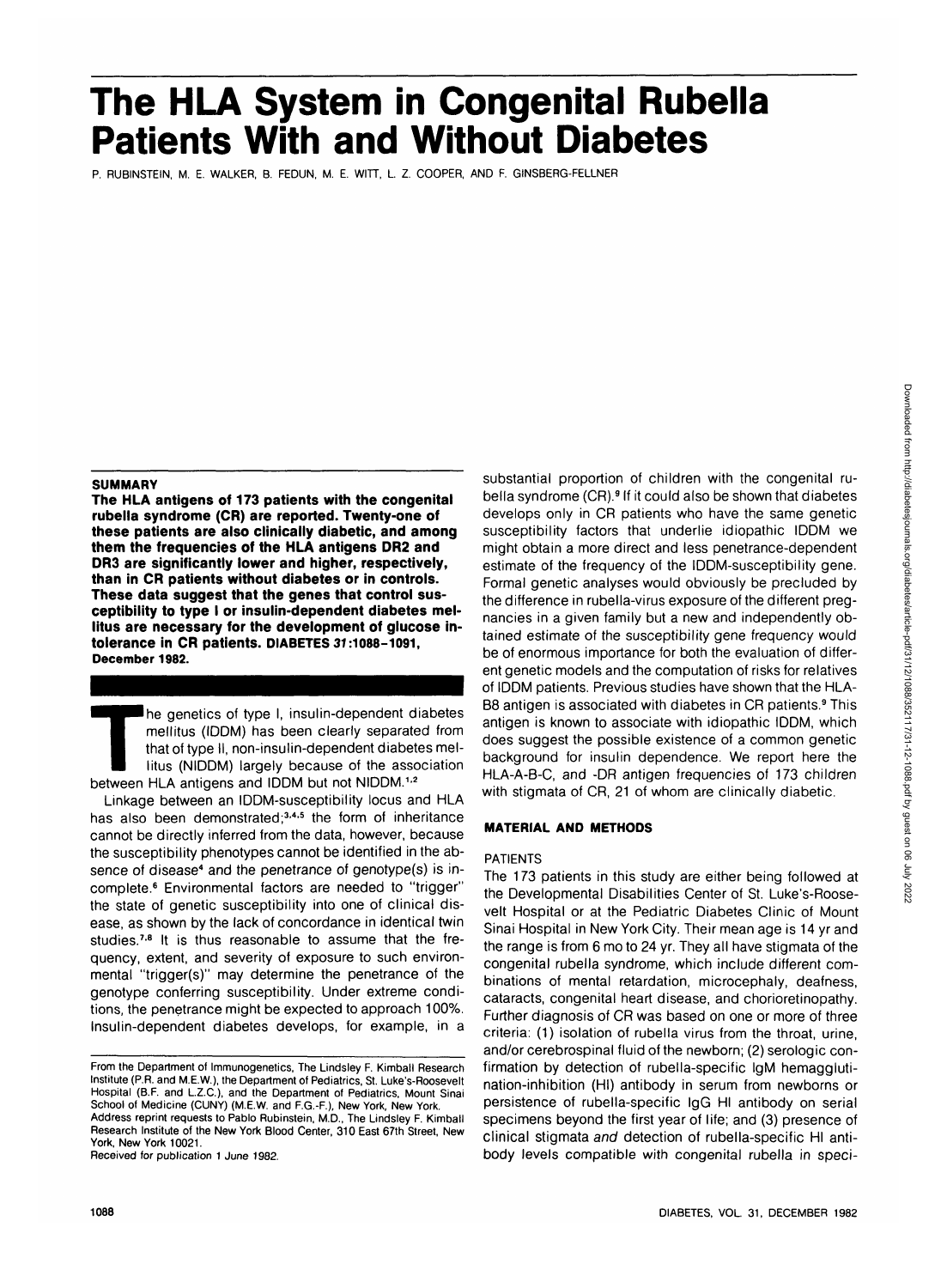# The HLA System in Congenital Rubella Patients With and Without Diabetes

P. RUBINSTEIN, M. E. WALKER, B. FEDUN, M. E. WITT, L. Z. COOPER, AND F. GINSBERG-FELLNER

## SUMMARY

**The HLA antigens of 173 patients with the congenital rubella syndrome (CR) are reported. Twenty-one of these patients are also clinically diabetic, and among them the frequencies of the HLA antigens DR2 and DR3 are significantly lower and higher, respectively, than in CR patients without diabetes or in controls. These data suggest that the genes that control susceptibility to type I or insulin-dependent diabetes mellitus are necessary for the development of glucose intolerance in CR patients. DIABETES *31*:1088–1091, December 1982.**

The genetics of type I, insulin-dependent diabetes mellitus (IDDM) has been clearly separated from that of type II, non-insulin-dependent diabetes mellitus (NIDDM) largely because of the association between HLA antigens and IDDM but not NIDDM.[1,2]

Linkage between an IDDM-susceptibility locus and HLA has also been demonstrated;[3,4,5] the form of inheritance cannot be directly inferred from the data, however, because the susceptibility phenotypes cannot be identified in the absence of disease[4] and the penetrance of genotype(s) is incomplete.[6] Environmental factors are needed to "trigger" the state of genetic susceptibility into one of clinical disease, as shown by the lack of concordance in identical twin studies.[7,8] It is thus reasonable to assume that the frequency, extent, and severity of exposure to such environmental "trigger(s)" may determine the penetrance of the genotype conferring susceptibility. Under extreme conditions, the penetrance might be expected to approach 100%. Insulin-dependent diabetes develops, for example, in a substantial proportion of children with the congenital rubella syndrome (CR).[9] If it could also be shown that diabetes develops only in CR patients who have the same genetic susceptibility factors that underlie idiopathic IDDM we might obtain a more direct and less penetrance-dependent estimate of the frequency of the IDDM-susceptibility gene. Formal genetic analyses would obviously be precluded by the difference in rubella-virus exposure of the different pregnancies in a given family but a new and independently obtained estimate of the susceptibility gene frequency would be of enormous importance for both the evaluation of different genetic models and the computation of risks for relatives of IDDM patients. Previous studies have shown that the HLA-B8 antigen is associated with diabetes in CR patients.[9] This antigen is known to associate with idiopathic IDDM, which does suggest the possible existence of a common genetic background for insulin dependence. We report here the HLA-A-B-C, and -DR antigen frequencies of 173 children with stigmata of CR, 21 of whom are clinically diabetic.

## MATERIAL AND METHODS

### PATIENTS

The 173 patients in this study are either being followed at the Developmental Disabilities Center of St. Luke's-Roosevelt Hospital or at the Pediatric Diabetes Clinic of Mount Sinai Hospital in New York City. Their mean age is 14 yr and the range is from 6 mo to 24 yr. They all have stigmata of the congenital rubella syndrome, which include different combinations of mental retardation, microcephaly, deafness, cataracts, congenital heart disease, and chorioretinopathy. Further diagnosis of CR was based on one or more of three criteria: (1) isolation of rubella virus from the throat, urine, and/or cerebrospinal fluid of the newborn; (2) serologic confirmation by detection of rubella-specific IgM hemagglutination-inhibition (HI) antibody in serum from newborns or persistence of rubella-specific IgG HI antibody on serial specimens beyond the first year of life; and (3) presence of clinical stigmata *and* detection of rubella-specific HI antibody levels compatible with congenital rubella in speci-

From the Department of Immunogenetics, The Lindsley F. Kimball Research Institute (P.R. and M.E.W.), the Department of Pediatrics, St. Luke's-Roosevelt Hospital (B.F. and L.Z.C.), and the Department of Pediatrics, Mount Sinai School of Medicine (CUNY) (M.E.W. and F.G.-F.), New York, New York.
Address reprint requests to Pablo Rubinstein, M.D., The Lindsley F. Kimball Research Institute of the New York Blood Center, 310 East 67th Street, New York, New York 10021.
Received for publication 1 June 1982.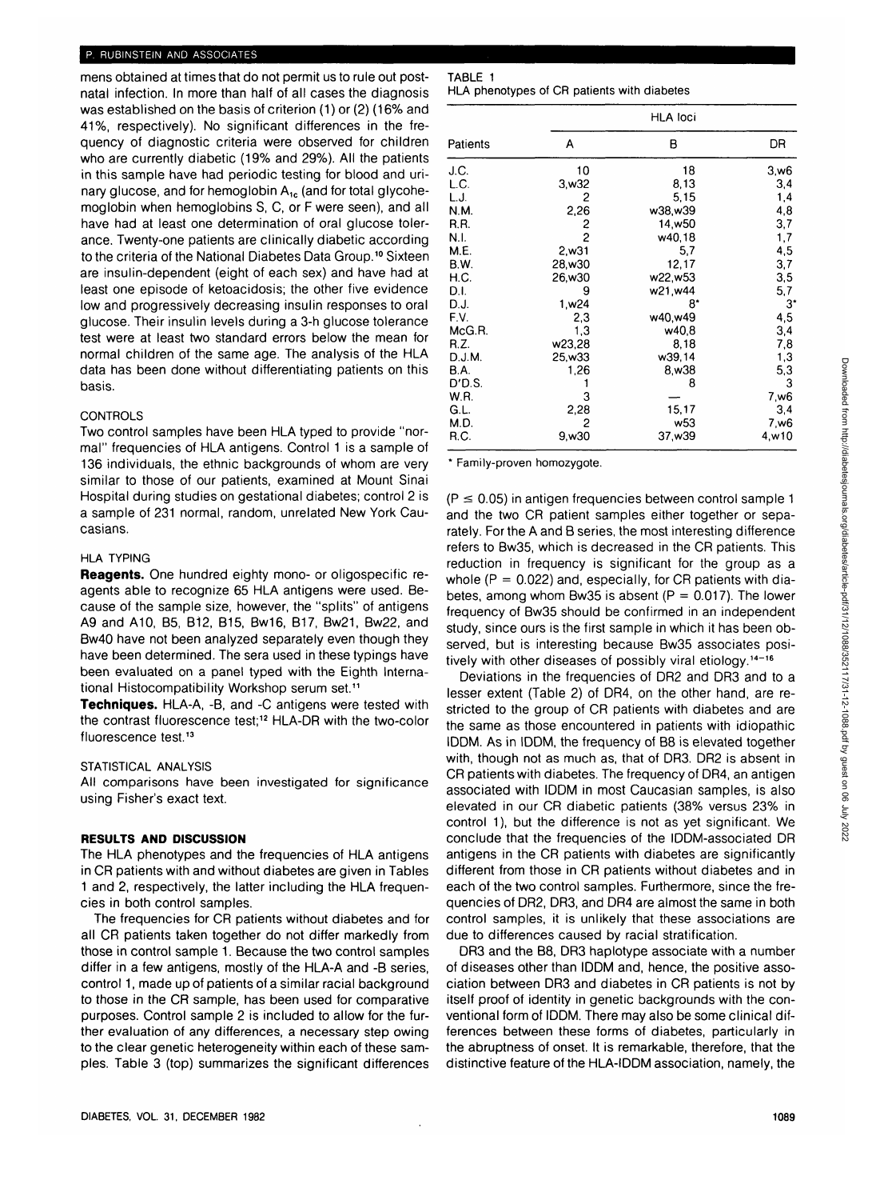mens obtained at times that do not permit us to rule out postnatal infection. In more than half of all cases the diagnosis was established on the basis of criterion (1) or (2) (16% and 41%, respectively). No significant differences in the frequency of diagnostic criteria were observed for children who are currently diabetic (19% and 29%). All the patients in this sample have had periodic testing for blood and urinary glucose, and for hemoglobin $A_{1c}$ (and for total glycohemoglobin when hemoglobins S, C, or F were seen), and all have had at least one determination of oral glucose tolerance. Twenty-one patients are clinically diabetic according to the criteria of the National Diabetes Data Group.[10] Sixteen are insulin-dependent (eight of each sex) and have had at least one episode of ketoacidosis; the other five evidence low and progressively decreasing insulin responses to oral glucose. Their insulin levels during a 3-h glucose tolerance test were at least two standard errors below the mean for normal children of the same age. The analysis of the HLA data has been done without differentiating patients on this basis.

### CONTROLS

Two control samples have been HLA typed to provide "normal" frequencies of HLA antigens. Control 1 is a sample of 136 individuals, the ethnic backgrounds of whom are very similar to those of our patients, examined at Mount Sinai Hospital during studies on gestational diabetes; control 2 is a sample of 231 normal, random, unrelated New York Caucasians.

### HLA TYPING

**Reagents.** One hundred eighty mono- or oligospecific reagents able to recognize 65 HLA antigens were used. Because of the sample size, however, the "splits" of antigens A9 and A10, B5, B12, B15, Bw16, B17, Bw21, Bw22, and Bw40 have not been analyzed separately even though they have been determined. The sera used in these typings have been evaluated on a panel typed with the Eighth International Histocompatibility Workshop serum set.[11]

**Techniques.** HLA-A, -B, and -C antigens were tested with the contrast fluorescence test;[12] HLA-DR with the two-color fluorescence test.[13]

### STATISTICAL ANALYSIS

All comparisons have been investigated for significance using Fisher's exact text.

## RESULTS AND DISCUSSION

The HLA phenotypes and the frequencies of HLA antigens in CR patients with and without diabetes are given in Tables 1 and 2, respectively, the latter including the HLA frequencies in both control samples.

The frequencies for CR patients without diabetes and for all CR patients taken together do not differ markedly from those in control sample 1. Because the two control samples differ in a few antigens, mostly of the HLA-A and -B series, control 1, made up of patients of a similar racial background to those in the CR sample, has been used for comparative purposes. Control sample 2 is included to allow for the further evaluation of any differences, a necessary step owing to the clear genetic heterogeneity within each of these samples. Table 3 (top) summarizes the significant differences

TABLE 1
HLA phenotypes of CR patients with diabetes

| Patients | HLA loci A | B | DR |
|---|---|---|---|
| J.C. | 10 | 18 | 3,w6 |
| L.C. | 3,w32 | 8,13 | 3,4 |
| L.J. | 2 | 5,15 | 1,4 |
| N.M. | 2,26 | w38,w39 | 4,8 |
| R.R. | 2 | 14,w50 | 3,7 |
| N.I. | 2 | w40,18 | 1,7 |
| M.E. | 2,w31 | 5,7 | 4,5 |
| B.W. | 28,w30 | 12,17 | 3,7 |
| H.C. | 26,w30 | w22,w53 | 3,5 |
| D.I. | 9 | w21,w44 | 5,7 |
| D.J. | 1,w24 | 8* | 3* |
| F.V. | 2,3 | w40,w49 | 4,5 |
| McG.R. | 1,3 | w40,8 | 3,4 |
| R.Z. | w23,28 | 8,18 | 7,8 |
| D.J.M. | 25,w33 | w39,14 | 1,3 |
| B.A. | 1,26 | 8,w38 | 5,3 |
| D'D.S. | 1 | 8 | 3 |
| W.R. | 3 | — | 7,w6 |
| G.L. | 2,28 | 15,17 | 3,4 |
| M.D. | 2 | w53 | 7,w6 |
| R.C. | 9,w30 | 37,w39 | 4,w10 |

\* Family-proven homozygote.

($P \leq 0.05$) in antigen frequencies between control sample 1 and the two CR patient samples either together or separately. For the A and B series, the most interesting difference refers to Bw35, which is decreased in the CR patients. This reduction in frequency is significant for the group as a whole ($P = 0.022$) and, especially, for CR patients with diabetes, among whom Bw35 is absent ($P = 0.017$). The lower frequency of Bw35 should be confirmed in an independent study, since ours is the first sample in which it has been observed, but is interesting because Bw35 associates positively with other diseases of possibly viral etiology.[14-16]

Deviations in the frequencies of DR2 and DR3 and to a lesser extent (Table 2) of DR4, on the other hand, are restricted to the group of CR patients with diabetes and are the same as those encountered in patients with idiopathic IDDM. As in IDDM, the frequency of B8 is elevated together with, though not as much as, that of DR3. DR2 is absent in CR patients with diabetes. The frequency of DR4, an antigen associated with IDDM in most Caucasian samples, is also elevated in our CR diabetic patients (38% versus 23% in control 1), but the difference is not as yet significant. We conclude that the frequencies of the IDDM-associated DR antigens in the CR patients with diabetes are significantly different from those in CR patients without diabetes and in each of the two control samples. Furthermore, since the frequencies of DR2, DR3, and DR4 are almost the same in both control samples, it is unlikely that these associations are due to differences caused by racial stratification.

DR3 and the B8, DR3 haplotype associate with a number of diseases other than IDDM and, hence, the positive association between DR3 and diabetes in CR patients is not by itself proof of identity in genetic backgrounds with the conventional form of IDDM. There may also be some clinical differences between these forms of diabetes, particularly in the abruptness of onset. It is remarkable, therefore, that the distinctive feature of the HLA-IDDM association, namely, the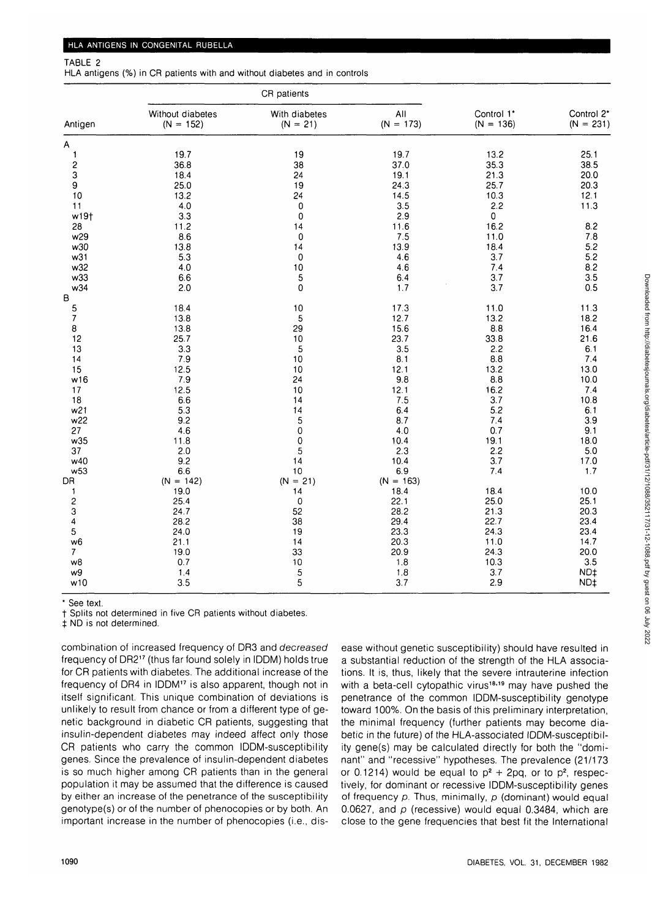TABLE 2

HLA antigens (%) in CR patients with and without diabetes and in controls

| Antigen | CR patients Without diabetes (N = 152) | CR patients With diabetes (N = 21) | CR patients All (N = 173) | Control 1* (N = 136) | Control 2* (N = 231) |
|---|---|---|---|---|---|
| A | | | | | |
| 1 | 19.7 | 19 | 19.7 | 13.2 | 25.1 |
| 2 | 36.8 | 38 | 37.0 | 35.3 | 38.5 |
| 3 | 18.4 | 24 | 19.1 | 21.3 | 20.0 |
| 9 | 25.0 | 19 | 24.3 | 25.7 | 20.3 |
| 10 | 13.2 | 24 | 14.5 | 10.3 | 12.1 |
| 11 | 4.0 | 0 | 3.5 | 2.2 | 11.3 |
| w19† | 3.3 | 0 | 2.9 | 0 | |
| 28 | 11.2 | 14 | 11.6 | 16.2 | 8.2 |
| w29 | 8.6 | 0 | 7.5 | 11.0 | 7.8 |
| w30 | 13.8 | 14 | 13.9 | 18.4 | 5.2 |
| w31 | 5.3 | 0 | 4.6 | 3.7 | 5.2 |
| w32 | 4.0 | 10 | 4.6 | 7.4 | 8.2 |
| w33 | 6.6 | 5 | 6.4 | 3.7 | 3.5 |
| w34 | 2.0 | 0 | 1.7 | 3.7 | 0.5 |
| B | | | | | |
| 5 | 18.4 | 10 | 17.3 | 11.0 | 11.3 |
| 7 | 13.8 | 5 | 12.7 | 13.2 | 18.2 |
| 8 | 13.8 | 29 | 15.6 | 8.8 | 16.4 |
| 12 | 25.7 | 10 | 23.7 | 33.8 | 21.6 |
| 13 | 3.3 | 5 | 3.5 | 2.2 | 6.1 |
| 14 | 7.9 | 10 | 8.1 | 8.8 | 7.4 |
| 15 | 12.5 | 10 | 12.1 | 13.2 | 13.0 |
| w16 | 7.9 | 24 | 9.8 | 8.8 | 10.0 |
| 17 | 12.5 | 10 | 12.1 | 16.2 | 7.4 |
| 18 | 6.6 | 14 | 7.5 | 3.7 | 10.8 |
| w21 | 5.3 | 14 | 6.4 | 5.2 | 6.1 |
| w22 | 9.2 | 5 | 8.7 | 7.4 | 3.9 |
| 27 | 4.6 | 0 | 4.0 | 0.7 | 9.1 |
| w35 | 11.8 | 0 | 10.4 | 19.1 | 18.0 |
| 37 | 2.0 | 5 | 2.3 | 2.2 | 5.0 |
| w40 | 9.2 | 14 | 10.4 | 3.7 | 17.0 |
| w53 | 6.6 | 10 | 6.9 | 7.4 | 1.7 |
| DR | (N = 142) | (N = 21) | (N = 163) | | |
| 1 | 19.0 | 14 | 18.4 | 18.4 | 10.0 |
| 2 | 25.4 | 0 | 22.1 | 25.0 | 25.1 |
| 3 | 24.7 | 52 | 28.2 | 21.3 | 20.3 |
| 4 | 28.2 | 38 | 29.4 | 22.7 | 23.4 |
| 5 | 24.0 | 19 | 23.3 | 24.3 | 23.4 |
| w6 | 21.1 | 14 | 20.3 | 11.0 | 14.7 |
| 7 | 19.0 | 33 | 20.9 | 24.3 | 20.0 |
| w8 | 0.7 | 10 | 1.8 | 10.3 | 3.5 |
| w9 | 1.4 | 5 | 1.8 | 3.7 | ND‡ |
| w10 | 3.5 | 5 | 3.7 | 2.9 | ND‡ |

\* See text.

† Splits not determined in five CR patients without diabetes.

‡ ND is not determined.

combination of increased frequency of DR3 and *decreased* frequency of DR2[17] (thus far found solely in IDDM) holds true for CR patients with diabetes. The additional increase of the frequency of DR4 in IDDM[17] is also apparent, though not in itself significant. This unique combination of deviations is unlikely to result from chance or from a different type of genetic background in diabetic CR patients, suggesting that insulin-dependent diabetes may indeed affect only those CR patients who carry the common IDDM-susceptibility genes. Since the prevalence of insulin-dependent diabetes is so much higher among CR patients than in the general population it may be assumed that the difference is caused by either an increase of the penetrance of the susceptibility genotype(s) or of the number of phenocopies or by both. An important increase in the number of phenocopies (i.e., disease without genetic susceptibility) should have resulted in a substantial reduction of the strength of the HLA associations. It is, thus, likely that the severe intrauterine infection with a beta-cell cytopathic virus[18,19] may have pushed the penetrance of the common IDDM-susceptibility genotype toward 100%. On the basis of this preliminary interpretation, the minimal frequency (further patients may become diabetic in the future) of the HLA-associated IDDM-susceptibility gene(s) may be calculated directly for both the "dominant" and "recessive" hypotheses. The prevalence (21/173 or 0.1214) would be equal to $p^2 + 2pq$, or to $p^2$, respectively, for dominant or recessive IDDM-susceptibility genes of frequency $p$. Thus, minimally, $p$ (dominant) would equal 0.0627, and $p$ (recessive) would equal 0.3484, which are close to the gene frequencies that best fit the International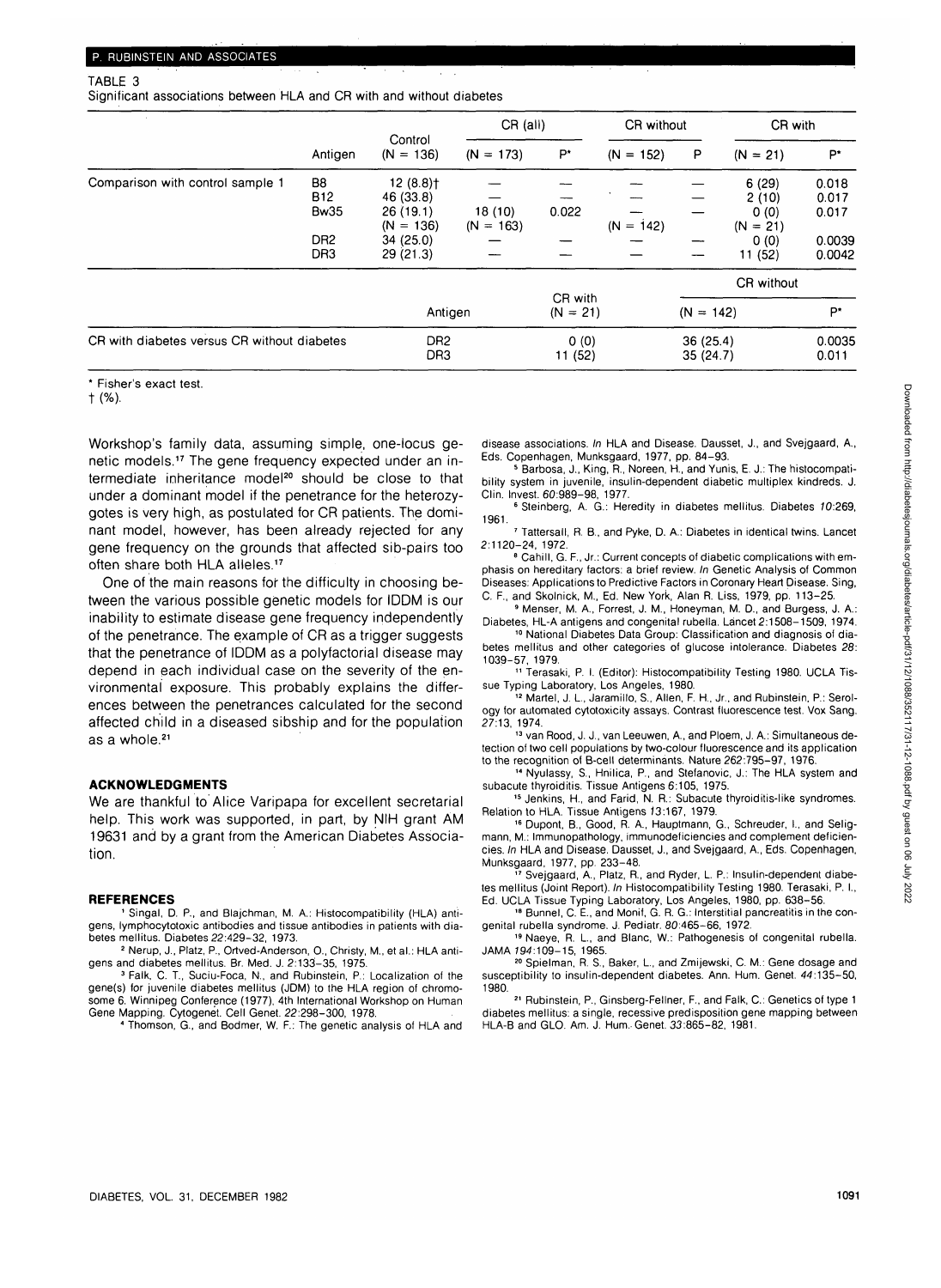TABLE 3

Significant associations between HLA and CR with and without diabetes

| | Antigen | Control (N = 136) | CR (all) (N = 173) | P* | CR without (N = 152) | P | CR with (N = 21) | P* |
|---|---|---|---|---|---|---|---|---|
| Comparison with control sample 1 | B8 | 12 (8.8)† | — | — | — | — | 6 (29) | 0.018 |
| | B12 | 46 (33.8) | — | — | — | — | 2 (10) | 0.017 |
| | Bw35 | 26 (19.1) | 18 (10) | 0.022 | — | — | 0 (0) | 0.017 |
| | | (N = 136) | (N = 163) | | (N = 142) | | (N = 21) | |
| | DR2 | 34 (25.0) | — | — | — | — | 0 (0) | 0.0039 |
| | DR3 | 29 (21.3) | — | — | — | — | 11 (52) | 0.0042 |

| | Antigen | CR with (N = 21) | CR without (N = 142) | P* |
|---|---|---|---|---|
| CR with diabetes versus CR without diabetes | DR2 | 0 (0) | 36 (25.4) | 0.0035 |
| | DR3 | 11 (52) | 35 (24.7) | 0.011 |

\* Fisher's exact test.

† (%).

Workshop's family data, assuming simple, one-locus genetic models.[17] The gene frequency expected under an intermediate inheritance model[20] should be close to that under a dominant model if the penetrance for the heterozygotes is very high, as postulated for CR patients. The dominant model, however, has been already rejected for any gene frequency on the grounds that affected sib-pairs too often share both HLA alleles.[17]

One of the main reasons for the difficulty in choosing between the various possible genetic models for IDDM is our inability to estimate disease gene frequency independently of the penetrance. The example of CR as a trigger suggests that the penetrance of IDDM as a polyfactorial disease may depend in each individual case on the severity of the environmental exposure. This probably explains the differences between the penetrances calculated for the second affected child in a diseased sibship and for the population as a whole.[21]

## ACKNOWLEDGMENTS

We are thankful to Alice Varipapa for excellent secretarial help. This work was supported, in part, by NIH grant AM 19631 and by a grant from the American Diabetes Association.

## REFERENCES

[1] Singal, D. P., and Blajchman, M. A.: Histocompatibility (HLA) antigens, lymphocytotoxic antibodies and tissue antibodies in patients with diabetes mellitus. Diabetes 22:429–32, 1973.

[2] Nerup, J., Platz, P., Ortved-Anderson, O., Christy, M., et al.: HLA antigens and diabetes mellitus. Br. Med. J. 2:133–35, 1975.

[3] Falk, C. T., Suciu-Foca, N., and Rubinstein, P.: Localization of the gene(s) for juvenile diabetes mellitus (JDM) to the HLA region of chromosome 6. Winnipeg Conference (1977). 4th International Workshop on Human Gene Mapping. Cytogenet. Cell Genet. 22:298–300, 1978.

[4] Thomson, G., and Bodmer, W. F.: The genetic analysis of HLA and disease associations. In HLA and Disease. Dausset, J., and Svejgaard, A., Eds. Copenhagen, Munksgaard, 1977, pp. 84–93.

[5] Barbosa, J., King, R., Noreen, H., and Yunis, E. J.: The histocompatibility system in juvenile, insulin-dependent diabetic multiplex kindreds. J. Clin. Invest. 60:989–98, 1977.

[6] Steinberg, A. G.: Heredity in diabetes mellitus. Diabetes 10:269, 1961.

[7] Tattersall, R. B., and Pyke, D. A.: Diabetes in identical twins. Lancet 2:1120–24, 1972.

[8] Cahill, G. F., Jr.: Current concepts of diabetic complications with emphasis on hereditary factors: a brief review. In Genetic Analysis of Common Diseases: Applications to Predictive Factors in Coronary Heart Disease. Sing, C. F., and Skolnick, M., Ed. New York, Alan R. Liss, 1979, pp. 113–25.

[9] Menser, M. A., Forrest, J. M., Honeyman, M. D., and Burgess, J. A.: Diabetes, HL-A antigens and congenital rubella. Lancet 2:1508–1509, 1974.

[10] National Diabetes Data Group: Classification and diagnosis of diabetes mellitus and other categories of glucose intolerance. Diabetes 28:1039–57, 1979.

[11] Terasaki, P. I. (Editor): Histocompatibility Testing 1980. UCLA Tissue Typing Laboratory, Los Angeles, 1980.

[12] Martel, J. L., Jaramillo, S., Allen, F. H., Jr., and Rubinstein, P.: Serology for automated cytotoxicity assays. Contrast fluorescence test. Vox Sang. 27:13, 1974.

[13] van Rood, J. J., van Leeuwen, A., and Ploem, J. A.: Simultaneous detection of two cell populations by two-colour fluorescence and its application to the recognition of B-cell determinants. Nature 262:795–97, 1976.

[14] Nyulassy, S., Hnilica, P., and Stefanovic, J.: The HLA system and subacute thyroiditis. Tissue Antigens 6:105, 1975.

[15] Jenkins, H., and Farid, N. R.: Subacute thyroiditis-like syndromes. Relation to HLA. Tissue Antigens 13:167, 1979.

[16] Dupont, B., Good, R. A., Hauptmann, G., Schreuder, I., and Seligmann, M.: Immunopathology, immunodeficiencies and complement deficiencies. In HLA and Disease. Dausset, J., and Svejgaard, A., Eds. Copenhagen, Munksgaard, 1977, pp. 233–48.

[17] Svejgaard, A., Platz, R., and Ryder, L. P.: Insulin-dependent diabetes mellitus (Joint Report). In Histocompatibility Testing 1980. Terasaki, P. I., Ed. UCLA Tissue Typing Laboratory, Los Angeles, 1980, pp. 638–56.

[18] Bunnel, C. E., and Monif, G. R. G.: Interstitial pancreatitis in the congenital rubella syndrome. J. Pediatr. 80:465–66, 1972.

[19] Naeye, R. L., and Blanc, W.: Pathogenesis of congenital rubella. JAMA 194:109–15, 1965.

[20] Spielman, R. S., Baker, L., and Zmijewski, C. M.: Gene dosage and susceptibility to insulin-dependent diabetes. Ann. Hum. Genet. 44:135–50, 1980.

[21] Rubinstein, P., Ginsberg-Fellner, F., and Falk, C.: Genetics of type 1 diabetes mellitus: a single, recessive predisposition gene mapping between HLA-B and GLO. Am. J. Hum. Genet. 33:865–82, 1981.